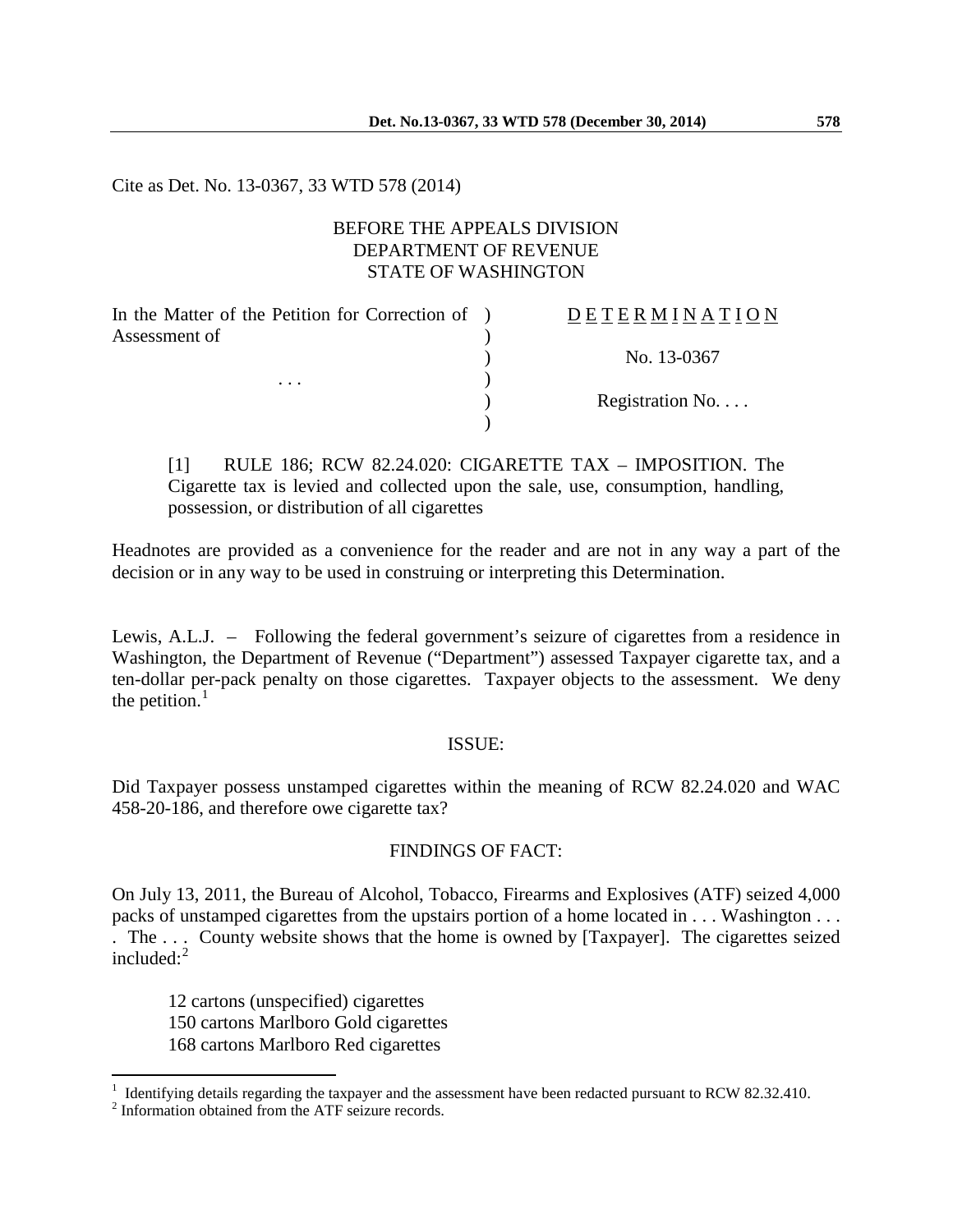Cite as Det. No. 13-0367, 33 WTD 578 (2014)

BEFORE THE APPEALS DIVISION
DEPARTMENT OF REVENUE
STATE OF WASHINGTON

| | | |
|---|---|---|
| In the Matter of the Petition for Correction of Assessment of | ) | DETERMINATION |
| | ) | No. 13-0367 |
| . . . | ) | |
| | ) | Registration No. . . . |

> [1] RULE 186; RCW 82.24.020: CIGARETTE TAX – IMPOSITION. The Cigarette tax is levied and collected upon the sale, use, consumption, handling, possession, or distribution of all cigarettes

Headnotes are provided as a convenience for the reader and are not in any way a part of the decision or in any way to be used in construing or interpreting this Determination.

Lewis, A.L.J. – Following the federal government's seizure of cigarettes from a residence in Washington, the Department of Revenue ("Department") assessed Taxpayer cigarette tax, and a ten-dollar per-pack penalty on those cigarettes. Taxpayer objects to the assessment. We deny the petition.[1]

## ISSUE:

Did Taxpayer possess unstamped cigarettes within the meaning of RCW 82.24.020 and WAC 458-20-186, and therefore owe cigarette tax?

## FINDINGS OF FACT:

On July 13, 2011, the Bureau of Alcohol, Tobacco, Firearms and Explosives (ATF) seized 4,000 packs of unstamped cigarettes from the upstairs portion of a home located in . . . Washington . . . . The . . . County website shows that the home is owned by [Taxpayer]. The cigarettes seized included:[2]

12 cartons (unspecified) cigarettes
150 cartons Marlboro Gold cigarettes
168 cartons Marlboro Red cigarettes

---

[1] Identifying details regarding the taxpayer and the assessment have been redacted pursuant to RCW 82.32.410.

[2] Information obtained from the ATF seizure records.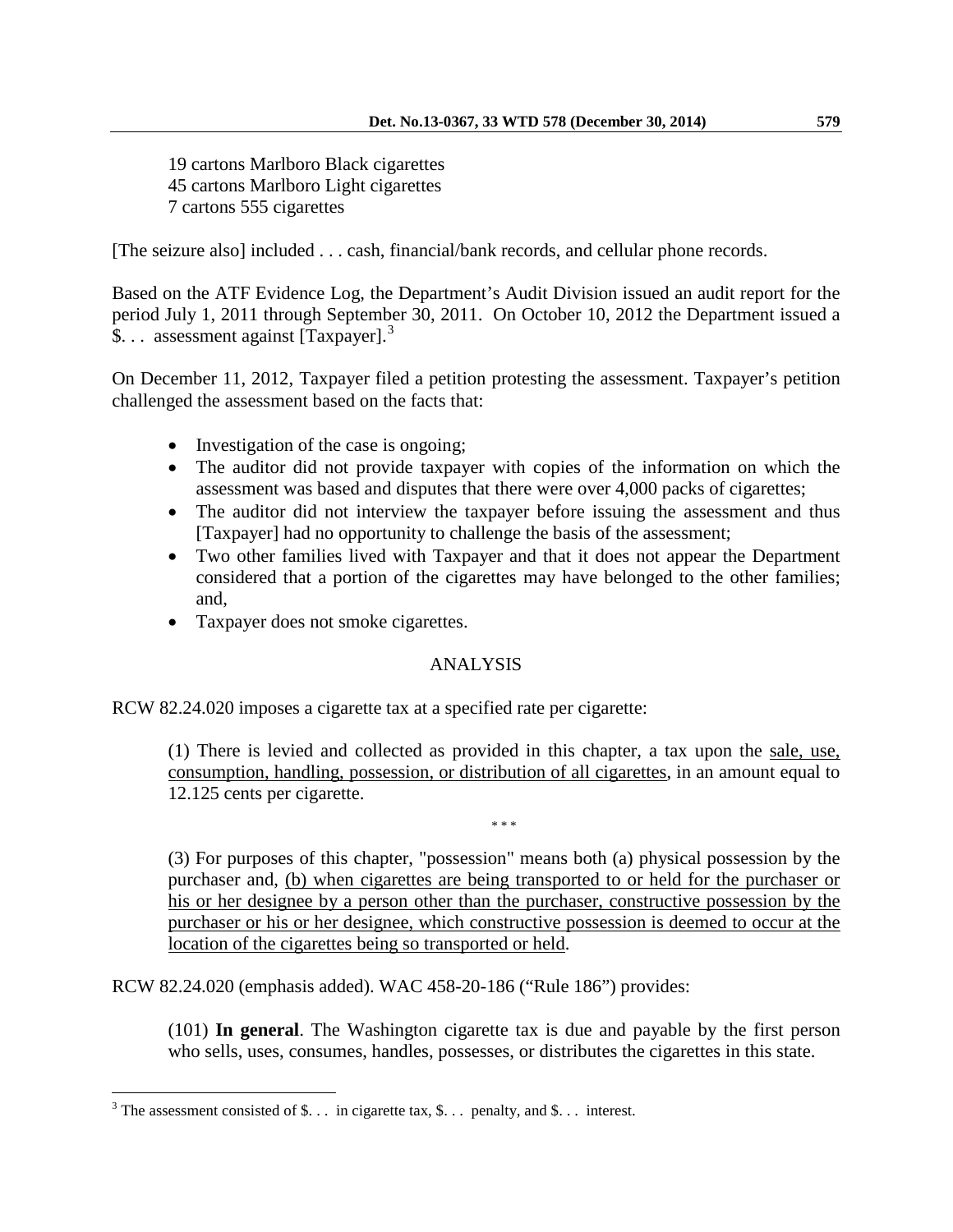19 cartons Marlboro Black cigarettes
45 cartons Marlboro Light cigarettes
7 cartons 555 cigarettes

[The seizure also] included . . . cash, financial/bank records, and cellular phone records.

Based on the ATF Evidence Log, the Department's Audit Division issued an audit report for the period July 1, 2011 through September 30, 2011. On October 10, 2012 the Department issued a $. . . assessment against [Taxpayer].[3]

On December 11, 2012, Taxpayer filed a petition protesting the assessment. Taxpayer's petition challenged the assessment based on the facts that:

- Investigation of the case is ongoing;
- The auditor did not provide taxpayer with copies of the information on which the assessment was based and disputes that there were over 4,000 packs of cigarettes;
- The auditor did not interview the taxpayer before issuing the assessment and thus [Taxpayer] had no opportunity to challenge the basis of the assessment;
- Two other families lived with Taxpayer and that it does not appear the Department considered that a portion of the cigarettes may have belonged to the other families; and,
- Taxpayer does not smoke cigarettes.

## ANALYSIS

RCW 82.24.020 imposes a cigarette tax at a specified rate per cigarette:

> (1) There is levied and collected as provided in this chapter, a tax upon the <u>sale, use, consumption, handling, possession, or distribution of all cigarettes</u>, in an amount equal to 12.125 cents per cigarette.
>
> \* \* \*
>
> (3) For purposes of this chapter, "possession" means both (a) physical possession by the purchaser and, <u>(b) when cigarettes are being transported to or held for the purchaser or his or her designee by a person other than the purchaser, constructive possession by the purchaser or his or her designee, which constructive possession is deemed to occur at the location of the cigarettes being so transported or held</u>.

RCW 82.24.020 (emphasis added). WAC 458-20-186 ("Rule 186") provides:

> (101) **In general**. The Washington cigarette tax is due and payable by the first person who sells, uses, consumes, handles, possesses, or distributes the cigarettes in this state.

[3] The assessment consisted of $. . . in cigarette tax, $. . . penalty, and $. . . interest.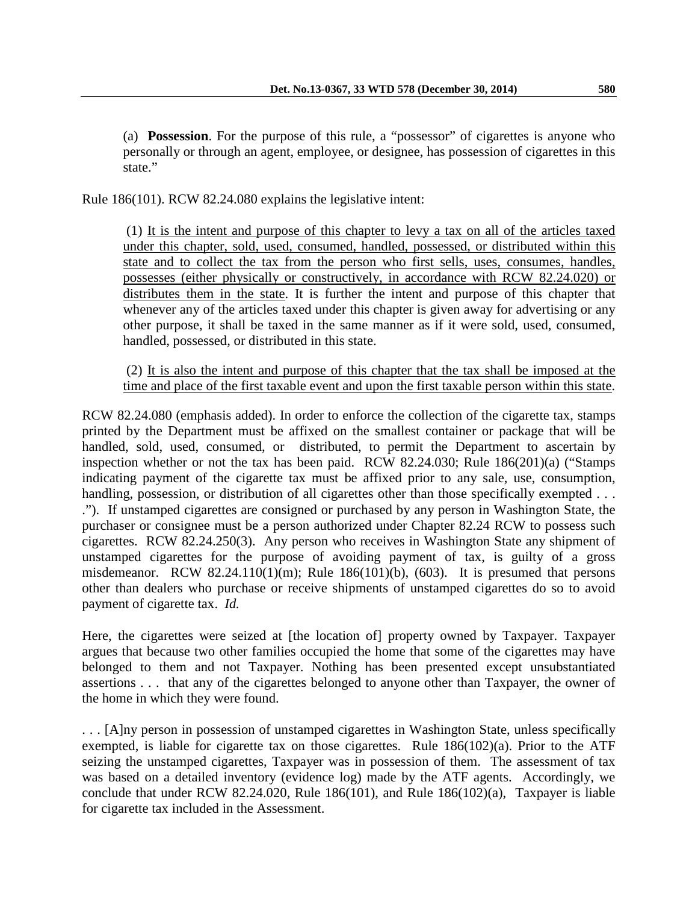(a) **Possession**. For the purpose of this rule, a "possessor" of cigarettes is anyone who personally or through an agent, employee, or designee, has possession of cigarettes in this state."

Rule 186(101). RCW 82.24.080 explains the legislative intent:

> (1) <u>It is the intent and purpose of this chapter to levy a tax on all of the articles taxed under this chapter, sold, used, consumed, handled, possessed, or distributed within this state and to collect the tax from the person who first sells, uses, consumes, handles, possesses (either physically or constructively, in accordance with RCW 82.24.020) or distributes them in the state</u>. It is further the intent and purpose of this chapter that whenever any of the articles taxed under this chapter is given away for advertising or any other purpose, it shall be taxed in the same manner as if it were sold, used, consumed, handled, possessed, or distributed in this state.
>
> (2) <u>It is also the intent and purpose of this chapter that the tax shall be imposed at the time and place of the first taxable event and upon the first taxable person within this state</u>.

RCW 82.24.080 (emphasis added). In order to enforce the collection of the cigarette tax, stamps printed by the Department must be affixed on the smallest container or package that will be handled, sold, used, consumed, or distributed, to permit the Department to ascertain by inspection whether or not the tax has been paid. RCW 82.24.030; Rule 186(201)(a) ("Stamps indicating payment of the cigarette tax must be affixed prior to any sale, use, consumption, handling, possession, or distribution of all cigarettes other than those specifically exempted . . . ."). If unstamped cigarettes are consigned or purchased by any person in Washington State, the purchaser or consignee must be a person authorized under Chapter 82.24 RCW to possess such cigarettes. RCW 82.24.250(3). Any person who receives in Washington State any shipment of unstamped cigarettes for the purpose of avoiding payment of tax, is guilty of a gross misdemeanor. RCW 82.24.110(1)(m); Rule 186(101)(b), (603). It is presumed that persons other than dealers who purchase or receive shipments of unstamped cigarettes do so to avoid payment of cigarette tax. *Id.*

Here, the cigarettes were seized at [the location of] property owned by Taxpayer. Taxpayer argues that because two other families occupied the home that some of the cigarettes may have belonged to them and not Taxpayer. Nothing has been presented except unsubstantiated assertions . . . that any of the cigarettes belonged to anyone other than Taxpayer, the owner of the home in which they were found.

. . . [A]ny person in possession of unstamped cigarettes in Washington State, unless specifically exempted, is liable for cigarette tax on those cigarettes. Rule 186(102)(a). Prior to the ATF seizing the unstamped cigarettes, Taxpayer was in possession of them. The assessment of tax was based on a detailed inventory (evidence log) made by the ATF agents. Accordingly, we conclude that under RCW 82.24.020, Rule 186(101), and Rule 186(102)(a), Taxpayer is liable for cigarette tax included in the Assessment.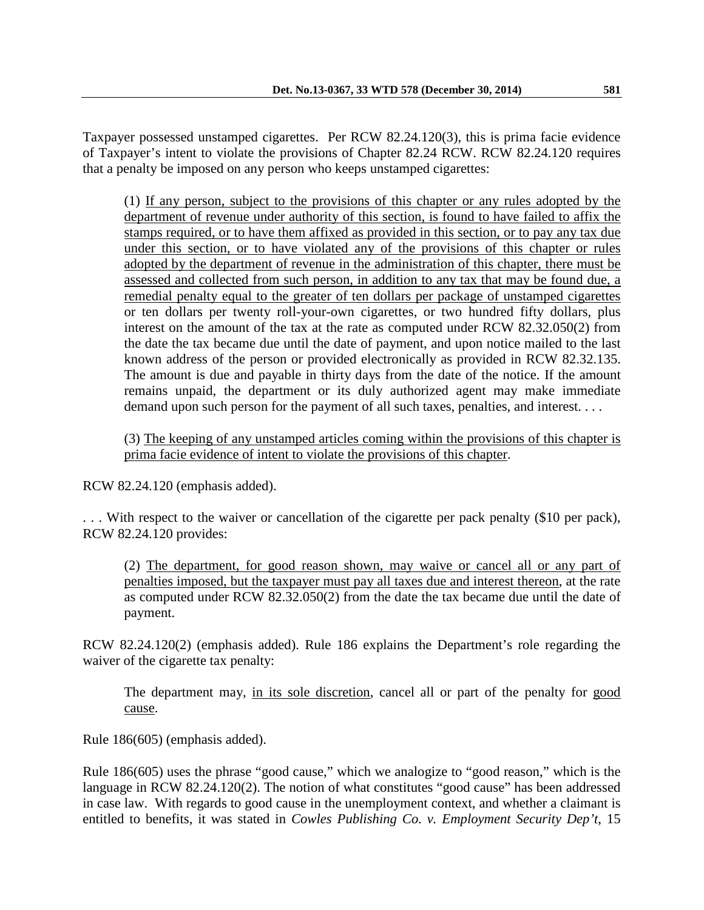Taxpayer possessed unstamped cigarettes. Per RCW 82.24.120(3), this is prima facie evidence of Taxpayer's intent to violate the provisions of Chapter 82.24 RCW. RCW 82.24.120 requires that a penalty be imposed on any person who keeps unstamped cigarettes:

> (1) <u>If any person, subject to the provisions of this chapter or any rules adopted by the department of revenue under authority of this section, is found to have failed to affix the stamps required, or to have them affixed as provided in this section, or to pay any tax due under this section, or to have violated any of the provisions of this chapter or rules adopted by the department of revenue in the administration of this chapter, there must be assessed and collected from such person, in addition to any tax that may be found due, a remedial penalty equal to the greater of ten dollars per package of unstamped cigarettes</u> or ten dollars per twenty roll-your-own cigarettes, or two hundred fifty dollars, plus interest on the amount of the tax at the rate as computed under RCW 82.32.050(2) from the date the tax became due until the date of payment, and upon notice mailed to the last known address of the person or provided electronically as provided in RCW 82.32.135. The amount is due and payable in thirty days from the date of the notice. If the amount remains unpaid, the department or its duly authorized agent may make immediate demand upon such person for the payment of all such taxes, penalties, and interest. . . .
>
> (3) <u>The keeping of any unstamped articles coming within the provisions of this chapter is prima facie evidence of intent to violate the provisions of this chapter</u>.

RCW 82.24.120 (emphasis added).

. . . With respect to the waiver or cancellation of the cigarette per pack penalty ($10 per pack), RCW 82.24.120 provides:

> (2) <u>The department, for good reason shown, may waive or cancel all or any part of penalties imposed, but the taxpayer must pay all taxes due and interest thereon</u>, at the rate as computed under RCW 82.32.050(2) from the date the tax became due until the date of payment.

RCW 82.24.120(2) (emphasis added). Rule 186 explains the Department's role regarding the waiver of the cigarette tax penalty:

> The department may, <u>in its sole discretion</u>, cancel all or part of the penalty for <u>good cause</u>.

Rule 186(605) (emphasis added).

Rule 186(605) uses the phrase "good cause," which we analogize to "good reason," which is the language in RCW 82.24.120(2). The notion of what constitutes "good cause" has been addressed in case law. With regards to good cause in the unemployment context, and whether a claimant is entitled to benefits, it was stated in *Cowles Publishing Co. v. Employment Security Dep't*, 15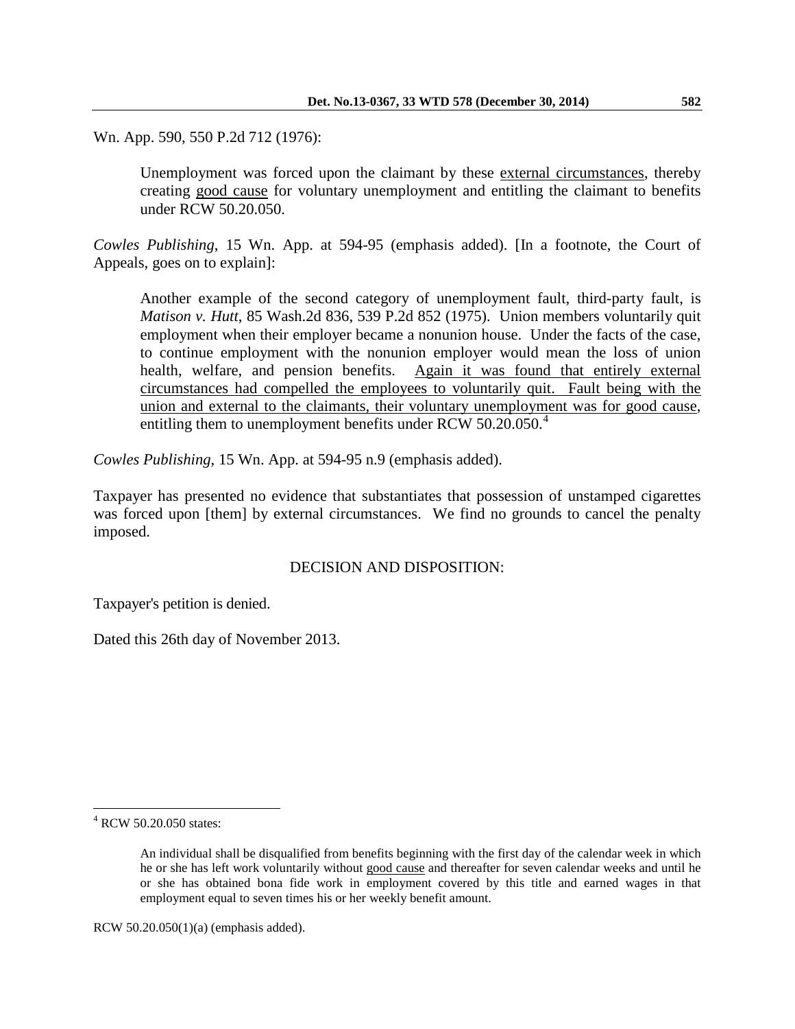Wn. App. 590, 550 P.2d 712 (1976):

> Unemployment was forced upon the claimant by these <u>external circumstances</u>, thereby creating <u>good cause</u> for voluntary unemployment and entitling the claimant to benefits under RCW 50.20.050.

*Cowles Publishing*, 15 Wn. App. at 594-95 (emphasis added). [In a footnote, the Court of Appeals, goes on to explain]:

> Another example of the second category of unemployment fault, third-party fault, is *Matison v. Hutt*, 85 Wash.2d 836, 539 P.2d 852 (1975). Union members voluntarily quit employment when their employer became a nonunion house. Under the facts of the case, to continue employment with the nonunion employer would mean the loss of union health, welfare, and pension benefits. <u>Again it was found that entirely external circumstances had compelled the employees to voluntarily quit. Fault being with the union and external to the claimants, their voluntary unemployment was for good cause</u>, entitling them to unemployment benefits under RCW 50.20.050.[4]

*Cowles Publishing*, 15 Wn. App. at 594-95 n.9 (emphasis added).

Taxpayer has presented no evidence that substantiates that possession of unstamped cigarettes was forced upon [them] by external circumstances. We find no grounds to cancel the penalty imposed.

## DECISION AND DISPOSITION:

Taxpayer's petition is denied.

Dated this 26th day of November 2013.

---

[4] RCW 50.20.050 states:

> An individual shall be disqualified from benefits beginning with the first day of the calendar week in which he or she has left work voluntarily without <u>good cause</u> and thereafter for seven calendar weeks and until he or she has obtained bona fide work in employment covered by this title and earned wages in that employment equal to seven times his or her weekly benefit amount.

RCW 50.20.050(1)(a) (emphasis added).